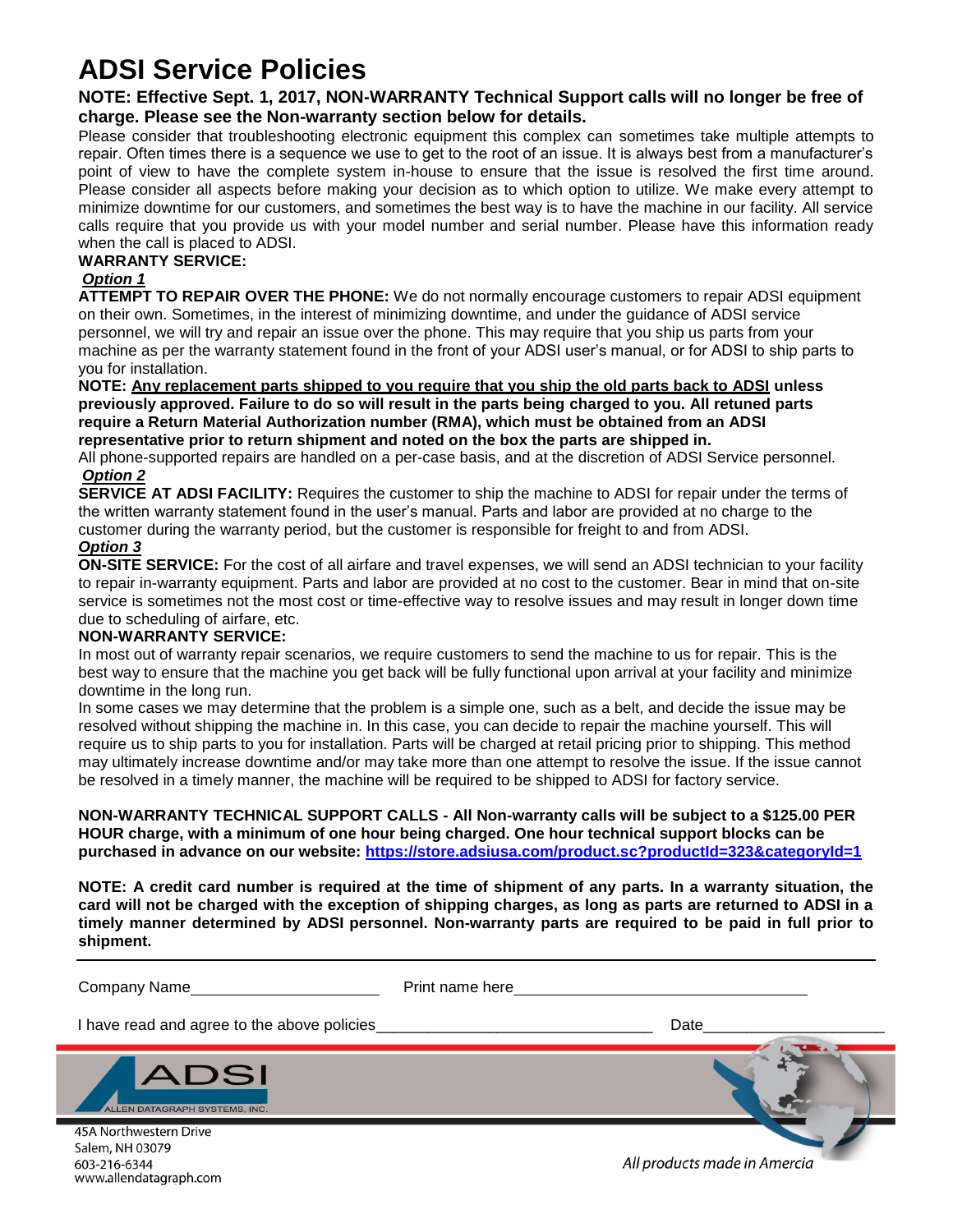# ADSI Service Policies

**NOTE: Effective Sept. 1, 2017, NON-WARRANTY Technical Support calls will no longer be free of charge. Please see the Non-warranty section below for details.**

Please consider that troubleshooting electronic equipment this complex can sometimes take multiple attempts to repair. Often times there is a sequence we use to get to the root of an issue. It is always best from a manufacturer's point of view to have the complete system in-house to ensure that the issue is resolved the first time around. Please consider all aspects before making your decision as to which option to utilize. We make every attempt to minimize downtime for our customers, and sometimes the best way is to have the machine in our facility. All service calls require that you provide us with your model number and serial number. Please have this information ready when the call is placed to ADSI.

**WARRANTY SERVICE:**

***Option 1***

**ATTEMPT TO REPAIR OVER THE PHONE:** We do not normally encourage customers to repair ADSI equipment on their own. Sometimes, in the interest of minimizing downtime, and under the guidance of ADSI service personnel, we will try and repair an issue over the phone. This may require that you ship us parts from your machine as per the warranty statement found in the front of your ADSI user's manual, or for ADSI to ship parts to you for installation.

**NOTE: <u>Any replacement parts shipped to you require that you ship the old parts back to ADSI</u> unless previously approved. Failure to do so will result in the parts being charged to you. All retuned parts require a Return Material Authorization number (RMA), which must be obtained from an ADSI representative prior to return shipment and noted on the box the parts are shipped in.**

All phone-supported repairs are handled on a per-case basis, and at the discretion of ADSI Service personnel.

***Option 2***

**SERVICE AT ADSI FACILITY:** Requires the customer to ship the machine to ADSI for repair under the terms of the written warranty statement found in the user's manual. Parts and labor are provided at no charge to the customer during the warranty period, but the customer is responsible for freight to and from ADSI.

***Option 3***

**ON-SITE SERVICE:** For the cost of all airfare and travel expenses, we will send an ADSI technician to your facility to repair in-warranty equipment. Parts and labor are provided at no cost to the customer. Bear in mind that on-site service is sometimes not the most cost or time-effective way to resolve issues and may result in longer down time due to scheduling of airfare, etc.

**NON-WARRANTY SERVICE:**

In most out of warranty repair scenarios, we require customers to send the machine to us for repair. This is the best way to ensure that the machine you get back will be fully functional upon arrival at your facility and minimize downtime in the long run.

In some cases we may determine that the problem is a simple one, such as a belt, and decide the issue may be resolved without shipping the machine in. In this case, you can decide to repair the machine yourself. This will require us to ship parts to you for installation. Parts will be charged at retail pricing prior to shipping. This method may ultimately increase downtime and/or may take more than one attempt to resolve the issue. If the issue cannot be resolved in a timely manner, the machine will be required to be shipped to ADSI for factory service.

**NON-WARRANTY TECHNICAL SUPPORT CALLS - All Non-warranty calls will be subject to a $125.00 PER HOUR charge, with a minimum of one hour being charged. One hour technical support blocks can be purchased in advance on our website: https://store.adsiusa.com/product.sc?productId=323&categoryId=1**

**NOTE: A credit card number is required at the time of shipment of any parts. In a warranty situation, the card will not be charged with the exception of shipping charges, as long as parts are returned to ADSI in a timely manner determined by ADSI personnel. Non-warranty parts are required to be paid in full prior to shipment.**

---

Company Name______________________ Print name here_________________________________

I have read and agree to the above policies________________________________ Date____________________

ADSI
ALLEN DATAGRAPH SYSTEMS, INC.

45A Northwestern Drive
Salem, NH 03079
603-216-6344
www.allendatagraph.com

*All products made in Amercia*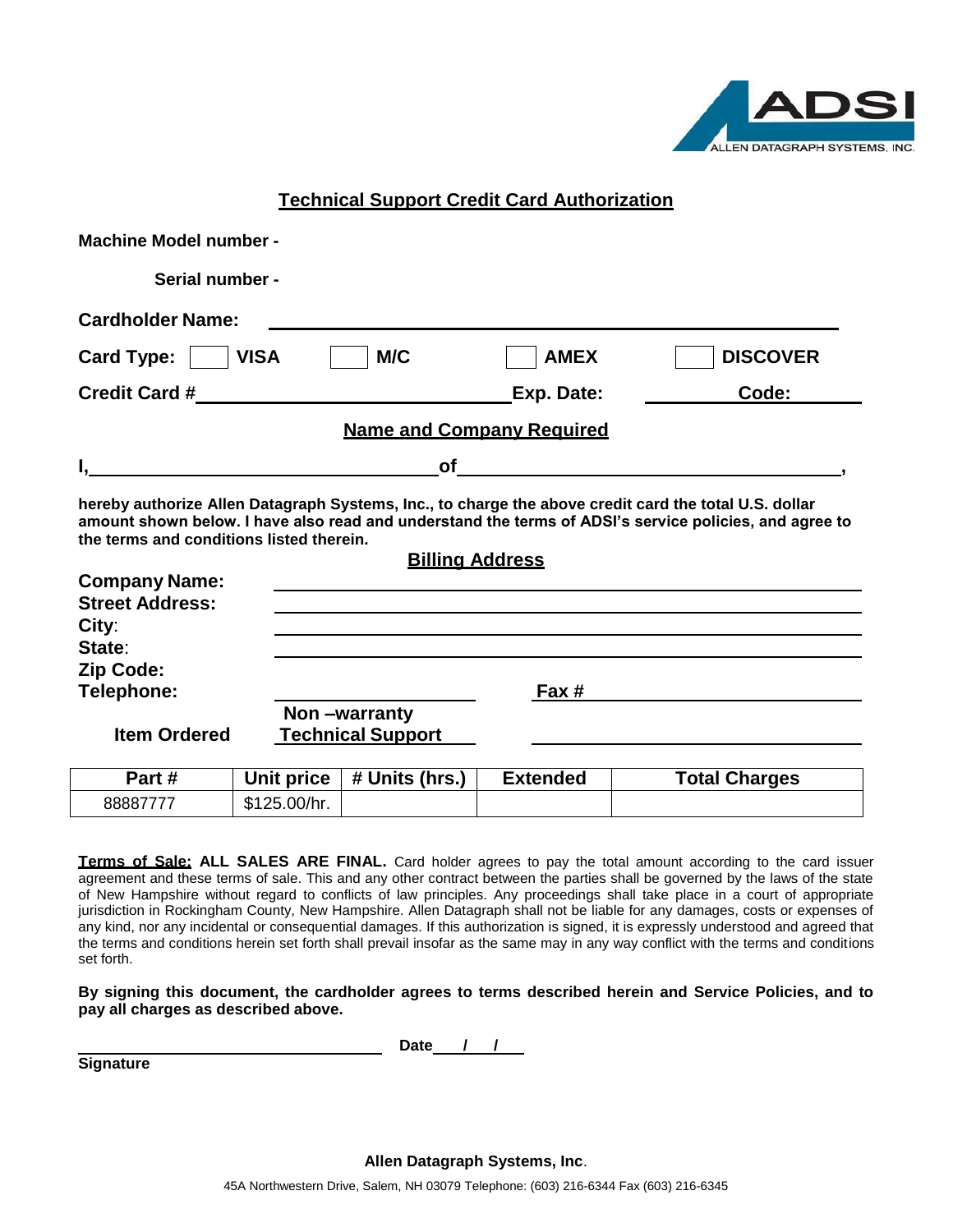ADSI
ALLEN DATAGRAPH SYSTEMS, INC.

# Technical Support Credit Card Authorization

**Machine Model number -**

**Serial number -**

**Cardholder Name:** ______________________________

**Card Type:** ☐ **VISA** ☐ **M/C** ☐ **AMEX** ☐ **DISCOVER**

**Credit Card #**______________________________ **Exp. Date:** __________ **Code:** __________

**Name and Company Required**

**I,**______________________________ **of**______________________________**,**

**hereby authorize Allen Datagraph Systems, Inc., to charge the above credit card the total U.S. dollar amount shown below. I have also read and understand the terms of ADSI's service policies, and agree to the terms and conditions listed therein.**

**Billing Address**

**Company Name:** ______________________________

**Street Address:** ______________________________

**City**: ______________________________

**State**: ______________________________

**Zip Code:** ______________________________

**Telephone:** ______________ **Fax #** ______________

**Item Ordered** **Non –warranty Technical Support** ______________

| Part # | Unit price | # Units (hrs.) | Extended | Total Charges |
|---|---|---|---|---|
| 88887777 | $125.00/hr. | | | |

**Terms of Sale: ALL SALES ARE FINAL.** Card holder agrees to pay the total amount according to the card issuer agreement and these terms of sale. This and any other contract between the parties shall be governed by the laws of the state of New Hampshire without regard to conflicts of law principles. Any proceedings shall take place in a court of appropriate jurisdiction in Rockingham County, New Hampshire. Allen Datagraph shall not be liable for any damages, costs or expenses of any kind, nor any incidental or consequential damages. If this authorization is signed, it is expressly understood and agreed that the terms and conditions herein set forth shall prevail insofar as the same may in any way conflict with the terms and conditions set forth.

**By signing this document, the cardholder agrees to terms described herein and Service Policies, and to pay all charges as described above.**

______________________________ **Date** ___/___/___

**Signature**

**Allen Datagraph Systems, Inc**.

45A Northwestern Drive, Salem, NH 03079 Telephone: (603) 216-6344 Fax (603) 216-6345